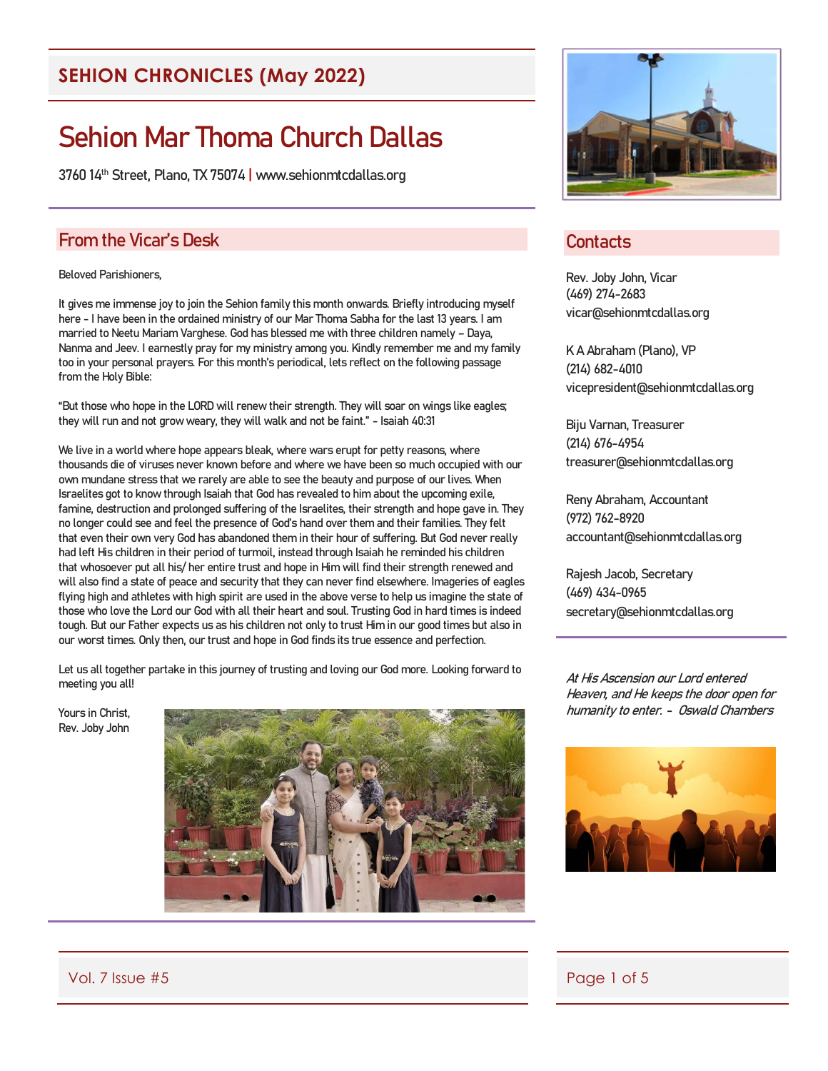# SEHION CHRONICLES (May 2022)

# Sehion Mar Thoma Church Dallas

3760 14th Street, Plano, TX 75074 | www.sehionmtcdallas.org

## From the Vicar's Desk

Beloved Parishioners,

It gives me immense joy to join the Sehion family this month onwards. Briefly introducing myself here - I have been in the ordained ministry of our Mar Thoma Sabha for the last 13 years. I am married to Neetu Mariam Varghese. God has blessed me with three children namely – Daya, Nanma and Jeev. I earnestly pray for my ministry among you. Kindly remember me and my family too in your personal prayers. For this month's periodical, lets reflect on the following passage from the Holy Bible:

"But those who hope in the LORD will renew their strength. They will soar on wings like eagles; they will run and not grow weary, they will walk and not be faint." - Isaiah 40:31

We live in a world where hope appears bleak, where wars erupt for petty reasons, where thousands die of viruses never known before and where we have been so much occupied with our own mundane stress that we rarely are able to see the beauty and purpose of our lives. When Israelites got to know through Isaiah that God has revealed to him about the upcoming exile, famine, destruction and prolonged suffering of the Israelites, their strength and hope gave in. They no longer could see and feel the presence of God's hand over them and their families. They felt that even their own very God has abandoned them in their hour of suffering. But God never really had left His children in their period of turmoil, instead through Isaiah he reminded his children that whosoever put all his/ her entire trust and hope in Him will find their strength renewed and will also find a state of peace and security that they can never find elsewhere. Imageries of eagles flying high and athletes with high spirit are used in the above verse to help us imagine the state of those who love the Lord our God with all their heart and soul. Trusting God in hard times is indeed tough. But our Father expects us as his children not only to trust Him in our good times but also in our worst times. Only then, our trust and hope in God finds its true essence and perfection.

Let us all together partake in this journey of trusting and loving our God more. Looking forward to meeting you all!

Yours in Christ,
Rev. Joby John

## Contacts

Rev. Joby John, Vicar
(469) 274-2683
vicar@sehionmtcdallas.org

K A Abraham (Plano), VP
(214) 682-4010
vicepresident@sehionmtcdallas.org

Biju Varnan, Treasurer
(214) 676-4954
treasurer@sehionmtcdallas.org

Reny Abraham, Accountant
(972) 762-8920
accountant@sehionmtcdallas.org

Rajesh Jacob, Secretary
(469) 434-0965
secretary@sehionmtcdallas.org

*At His Ascension our Lord entered Heaven, and He keeps the door open for humanity to enter. - Oswald Chambers*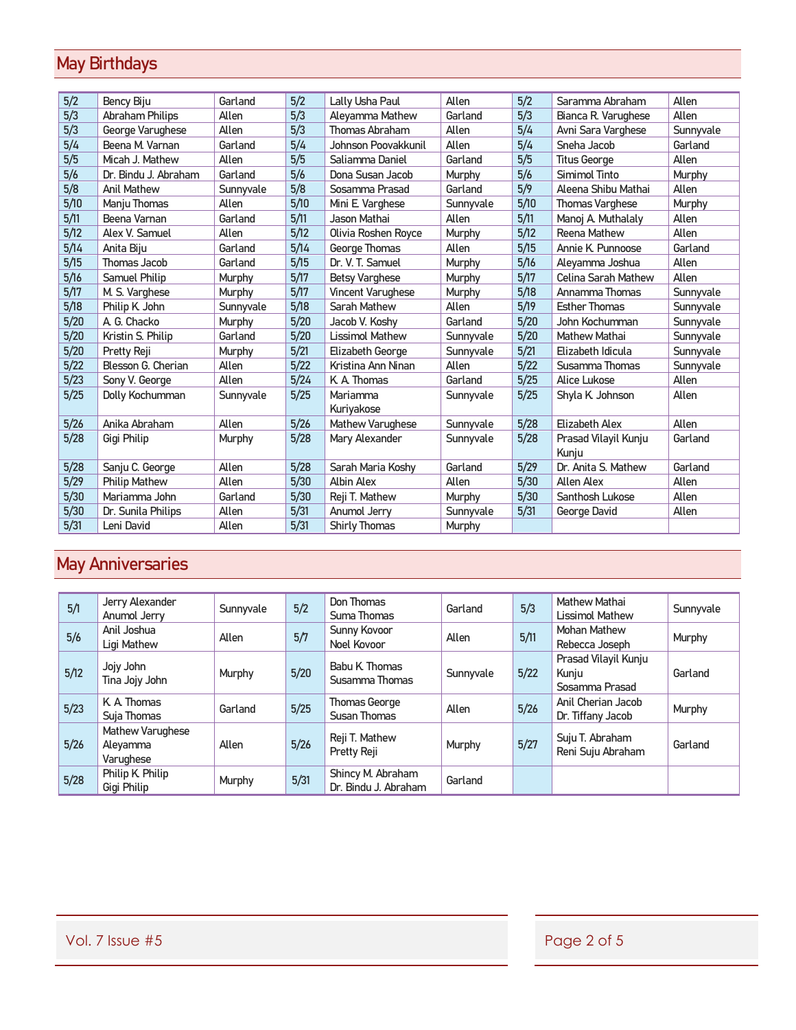## May Birthdays

| Date | Name | City | Date | Name | City | Date | Name | City |
|---|---|---|---|---|---|---|---|---|
| 5/2 | Bency Biju | Garland | 5/2 | Lally Usha Paul | Allen | 5/2 | Saramma Abraham | Allen |
| 5/3 | Abraham Philips | Allen | 5/3 | Aleyamma Mathew | Garland | 5/3 | Bianca R. Varughese | Allen |
| 5/3 | George Varughese | Allen | 5/3 | Thomas Abraham | Allen | 5/4 | Avni Sara Varghese | Sunnyvale |
| 5/4 | Beena M. Varnan | Garland | 5/4 | Johnson Poovakkunil | Allen | 5/4 | Sneha Jacob | Garland |
| 5/5 | Micah J. Mathew | Allen | 5/5 | Saliamma Daniel | Garland | 5/5 | Titus George | Allen |
| 5/6 | Dr. Bindu J. Abraham | Garland | 5/6 | Dona Susan Jacob | Murphy | 5/6 | Simimol Tinto | Murphy |
| 5/8 | Anil Mathew | Sunnyvale | 5/8 | Sosamma Prasad | Garland | 5/9 | Aleena Shibu Mathai | Allen |
| 5/10 | Manju Thomas | Allen | 5/10 | Mini E. Varghese | Sunnyvale | 5/10 | Thomas Varghese | Murphy |
| 5/11 | Beena Varnan | Garland | 5/11 | Jason Mathai | Allen | 5/11 | Manoj A. Muthalaly | Allen |
| 5/12 | Alex V. Samuel | Allen | 5/12 | Olivia Roshen Royce | Murphy | 5/12 | Reena Mathew | Allen |
| 5/14 | Anita Biju | Garland | 5/14 | George Thomas | Allen | 5/15 | Annie K. Punnoose | Garland |
| 5/15 | Thomas Jacob | Garland | 5/15 | Dr. V. T. Samuel | Murphy | 5/16 | Aleyamma Joshua | Allen |
| 5/16 | Samuel Philip | Murphy | 5/17 | Betsy Varghese | Murphy | 5/17 | Celina Sarah Mathew | Allen |
| 5/17 | M. S. Varghese | Murphy | 5/17 | Vincent Varughese | Murphy | 5/18 | Annamma Thomas | Sunnyvale |
| 5/18 | Philip K. John | Sunnyvale | 5/18 | Sarah Mathew | Allen | 5/19 | Esther Thomas | Sunnyvale |
| 5/20 | A. G. Chacko | Murphy | 5/20 | Jacob V. Koshy | Garland | 5/20 | John Kochumman | Sunnyvale |
| 5/20 | Kristin S. Philip | Garland | 5/20 | Lissimol Mathew | Sunnyvale | 5/20 | Mathew Mathai | Sunnyvale |
| 5/20 | Pretty Reji | Murphy | 5/21 | Elizabeth George | Sunnyvale | 5/21 | Elizabeth Idicula | Sunnyvale |
| 5/22 | Blesson G. Cherian | Allen | 5/22 | Kristina Ann Ninan | Allen | 5/22 | Susamma Thomas | Sunnyvale |
| 5/23 | Sony V. George | Allen | 5/24 | K. A. Thomas | Garland | 5/25 | Alice Lukose | Allen |
| 5/25 | Dolly Kochumman | Sunnyvale | 5/25 | Mariamma Kuriyakose | Sunnyvale | 5/25 | Shyla K. Johnson | Allen |
| 5/26 | Anika Abraham | Allen | 5/26 | Mathew Varughese | Sunnyvale | 5/28 | Elizabeth Alex | Allen |
| 5/28 | Gigi Philip | Murphy | 5/28 | Mary Alexander | Sunnyvale | 5/28 | Prasad Vilayil Kunju Kunju | Garland |
| 5/28 | Sanju C. George | Allen | 5/28 | Sarah Maria Koshy | Garland | 5/29 | Dr. Anita S. Mathew | Garland |
| 5/29 | Philip Mathew | Allen | 5/30 | Albin Alex | Allen | 5/30 | Allen Alex | Allen |
| 5/30 | Mariamma John | Garland | 5/30 | Reji T. Mathew | Murphy | 5/30 | Santhosh Lukose | Allen |
| 5/30 | Dr. Sunila Philips | Allen | 5/31 | Anumol Jerry | Sunnyvale | 5/31 | George David | Allen |
| 5/31 | Leni David | Allen | 5/31 | Shirly Thomas | Murphy | | | |

## May Anniversaries

| Date | Names | City | Date | Names | City | Date | Names | City |
|---|---|---|---|---|---|---|---|---|
| 5/1 | Jerry Alexander<br>Anumol Jerry | Sunnyvale | 5/2 | Don Thomas<br>Suma Thomas | Garland | 5/3 | Mathew Mathai<br>Lissimol Mathew | Sunnyvale |
| 5/6 | Anil Joshua<br>Ligi Mathew | Allen | 5/7 | Sunny Kovoor<br>Noel Kovoor | Allen | 5/11 | Mohan Mathew<br>Rebecca Joseph | Murphy |
| 5/12 | Jojy John<br>Tina Jojy John | Murphy | 5/20 | Babu K. Thomas<br>Susamma Thomas | Sunnyvale | 5/22 | Prasad Vilayil Kunju Kunju<br>Sosamma Prasad | Garland |
| 5/23 | K. A. Thomas<br>Suja Thomas | Garland | 5/25 | Thomas George<br>Susan Thomas | Allen | 5/26 | Anil Cherian Jacob<br>Dr. Tiffany Jacob | Murphy |
| 5/26 | Mathew Varughese<br>Aleyamma Varughese | Allen | 5/26 | Reji T. Mathew<br>Pretty Reji | Murphy | 5/27 | Suju T. Abraham<br>Reni Suju Abraham | Garland |
| 5/28 | Philip K. Philip<br>Gigi Philip | Murphy | 5/31 | Shincy M. Abraham<br>Dr. Bindu J. Abraham | Garland | | | |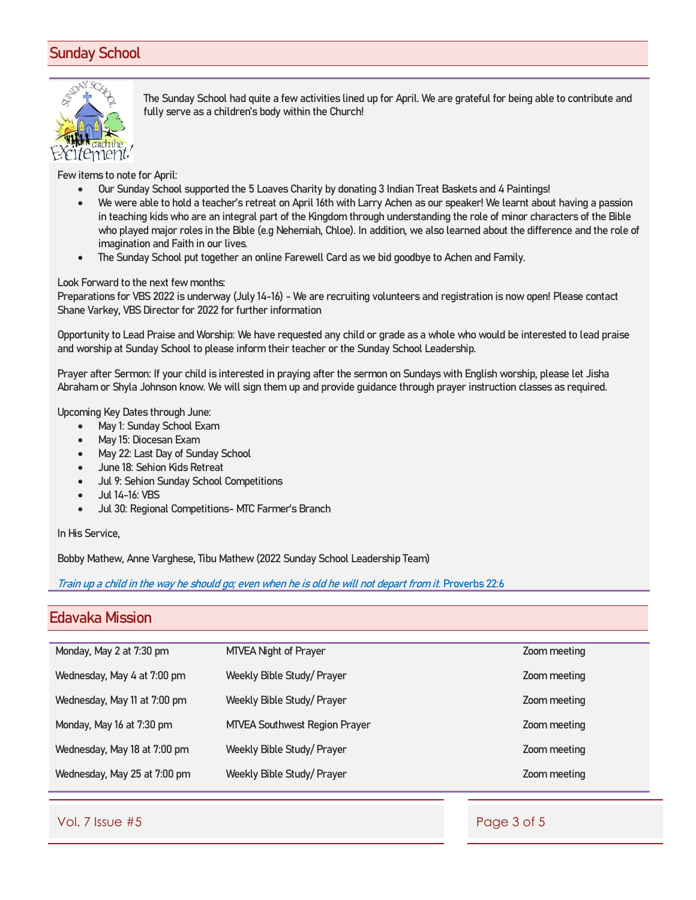## Sunday School

The Sunday School had quite a few activities lined up for April. We are grateful for being able to contribute and fully serve as a children's body within the Church!

Few items to note for April:

- Our Sunday School supported the 5 Loaves Charity by donating 3 Indian Treat Baskets and 4 Paintings!
- We were able to hold a teacher's retreat on April 16th with Larry Achen as our speaker! We learnt about having a passion in teaching kids who are an integral part of the Kingdom through understanding the role of minor characters of the Bible who played major roles in the Bible (e.g Nehemiah, Chloe). In addition, we also learned about the difference and the role of imagination and Faith in our lives.
- The Sunday School put together an online Farewell Card as we bid goodbye to Achen and Family.

Look Forward to the next few months:
Preparations for VBS 2022 is underway (July 14-16) - We are recruiting volunteers and registration is now open! Please contact Shane Varkey, VBS Director for 2022 for further information

Opportunity to Lead Praise and Worship: We have requested any child or grade as a whole who would be interested to lead praise and worship at Sunday School to please inform their teacher or the Sunday School Leadership.

Prayer after Sermon: If your child is interested in praying after the sermon on Sundays with English worship, please let Jisha Abraham or Shyla Johnson know. We will sign them up and provide guidance through prayer instruction classes as required.

Upcoming Key Dates through June:

- May 1: Sunday School Exam
- May 15: Diocesan Exam
- May 22: Last Day of Sunday School
- June 18: Sehion Kids Retreat
- Jul 9: Sehion Sunday School Competitions
- Jul 14-16: VBS
- Jul 30: Regional Competitions- MTC Farmer's Branch

In His Service,

Bobby Mathew, Anne Varghese, Tibu Mathew (2022 Sunday School Leadership Team)

*Train up a child in the way he should go; even when he is old he will not depart from it.* Proverbs 22:6

## Edavaka Mission

| | | |
|---|---|---|
| Monday, May 2 at 7:30 pm | MTVEA Night of Prayer | Zoom meeting |
| Wednesday, May 4 at 7:00 pm | Weekly Bible Study/ Prayer | Zoom meeting |
| Wednesday, May 11 at 7:00 pm | Weekly Bible Study/ Prayer | Zoom meeting |
| Monday, May 16 at 7:30 pm | MTVEA Southwest Region Prayer | Zoom meeting |
| Wednesday, May 18 at 7:00 pm | Weekly Bible Study/ Prayer | Zoom meeting |
| Wednesday, May 25 at 7:00 pm | Weekly Bible Study/ Prayer | Zoom meeting |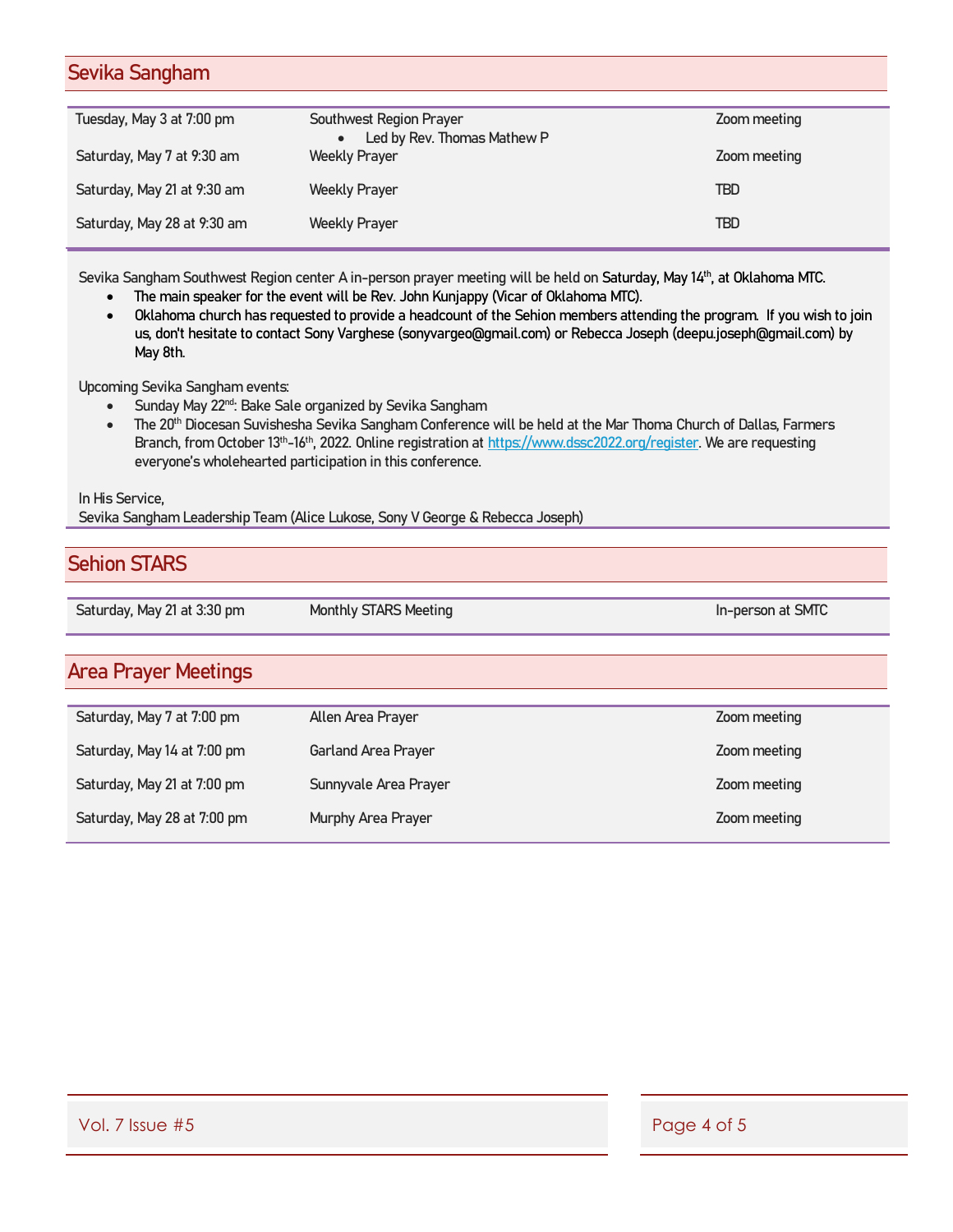## Sevika Sangham

| | | |
|---|---|---|
| Tuesday, May 3 at 7:00 pm | Southwest Region Prayer<br>• Led by Rev. Thomas Mathew P | Zoom meeting |
| Saturday, May 7 at 9:30 am | Weekly Prayer | Zoom meeting |
| Saturday, May 21 at 9:30 am | Weekly Prayer | TBD |
| Saturday, May 28 at 9:30 am | Weekly Prayer | TBD |

Sevika Sangham Southwest Region center A in-person prayer meeting will be held on Saturday, May 14th, at Oklahoma MTC.

- The main speaker for the event will be Rev. John Kunjappy (Vicar of Oklahoma MTC).
- Oklahoma church has requested to provide a headcount of the Sehion members attending the program. If you wish to join us, don't hesitate to contact Sony Varghese (sonyvargeo@gmail.com) or Rebecca Joseph (deepu.joseph@gmail.com) by May 8th.

Upcoming Sevika Sangham events:

- Sunday May 22nd: Bake Sale organized by Sevika Sangham
- The 20th Diocesan Suvishesha Sevika Sangham Conference will be held at the Mar Thoma Church of Dallas, Farmers Branch, from October 13th-16th, 2022. Online registration at https://www.dssc2022.org/register. We are requesting everyone's wholehearted participation in this conference.

In His Service,
Sevika Sangham Leadership Team (Alice Lukose, Sony V George & Rebecca Joseph)

## Sehion STARS

| | | |
|---|---|---|
| Saturday, May 21 at 3:30 pm | Monthly STARS Meeting | In-person at SMTC |

## Area Prayer Meetings

| | | |
|---|---|---|
| Saturday, May 7 at 7:00 pm | Allen Area Prayer | Zoom meeting |
| Saturday, May 14 at 7:00 pm | Garland Area Prayer | Zoom meeting |
| Saturday, May 21 at 7:00 pm | Sunnyvale Area Prayer | Zoom meeting |
| Saturday, May 28 at 7:00 pm | Murphy Area Prayer | Zoom meeting |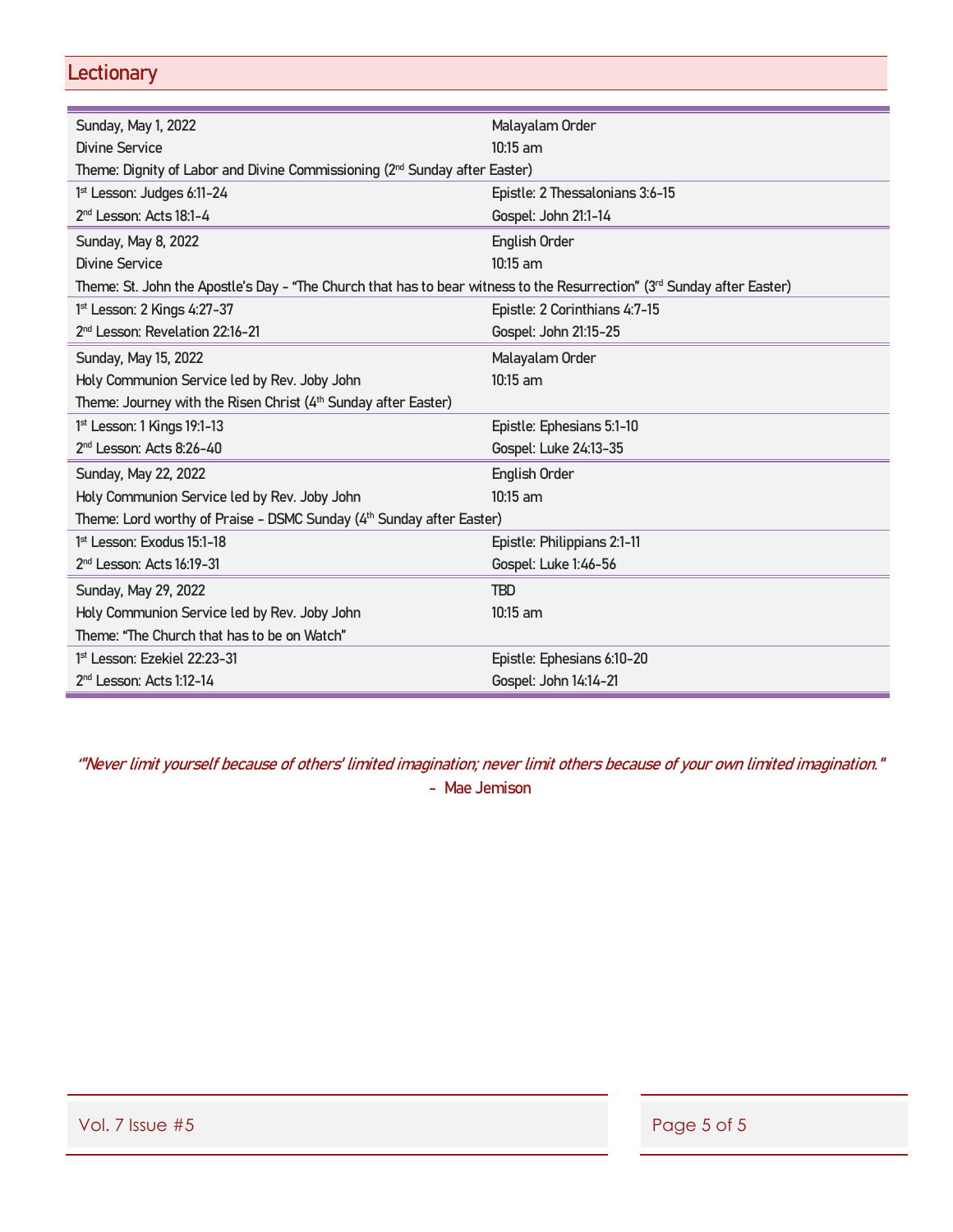## Lectionary

| | |
|---|---|
| Sunday, May 1, 2022 | Malayalam Order |
| Divine Service | 10:15 am |
| Theme: Dignity of Labor and Divine Commissioning (2nd Sunday after Easter) | |
| 1st Lesson: Judges 6:11-24 | Epistle: 2 Thessalonians 3:6-15 |
| 2nd Lesson: Acts 18:1-4 | Gospel: John 21:1-14 |
| Sunday, May 8, 2022 | English Order |
| Divine Service | 10:15 am |
| Theme: St. John the Apostle's Day - "The Church that has to bear witness to the Resurrection" (3rd Sunday after Easter) | |
| 1st Lesson: 2 Kings 4:27-37 | Epistle: 2 Corinthians 4:7-15 |
| 2nd Lesson: Revelation 22:16-21 | Gospel: John 21:15-25 |
| Sunday, May 15, 2022 | Malayalam Order |
| Holy Communion Service led by Rev. Joby John | 10:15 am |
| Theme: Journey with the Risen Christ (4th Sunday after Easter) | |
| 1st Lesson: 1 Kings 19:1-13 | Epistle: Ephesians 5:1-10 |
| 2nd Lesson: Acts 8:26-40 | Gospel: Luke 24:13-35 |
| Sunday, May 22, 2022 | English Order |
| Holy Communion Service led by Rev. Joby John | 10:15 am |
| Theme: Lord worthy of Praise - DSMC Sunday (4th Sunday after Easter) | |
| 1st Lesson: Exodus 15:1-18 | Epistle: Philippians 2:1-11 |
| 2nd Lesson: Acts 16:19-31 | Gospel: Luke 1:46-56 |
| Sunday, May 29, 2022 | TBD |
| Holy Communion Service led by Rev. Joby John | 10:15 am |
| Theme: "The Church that has to be on Watch" | |
| 1st Lesson: Ezekiel 22:23-31 | Epistle: Ephesians 6:10-20 |
| 2nd Lesson: Acts 1:12-14 | Gospel: John 14:14-21 |

*"'Never limit yourself because of others' limited imagination; never limit others because of your own limited imagination."*

\- Mae Jemison